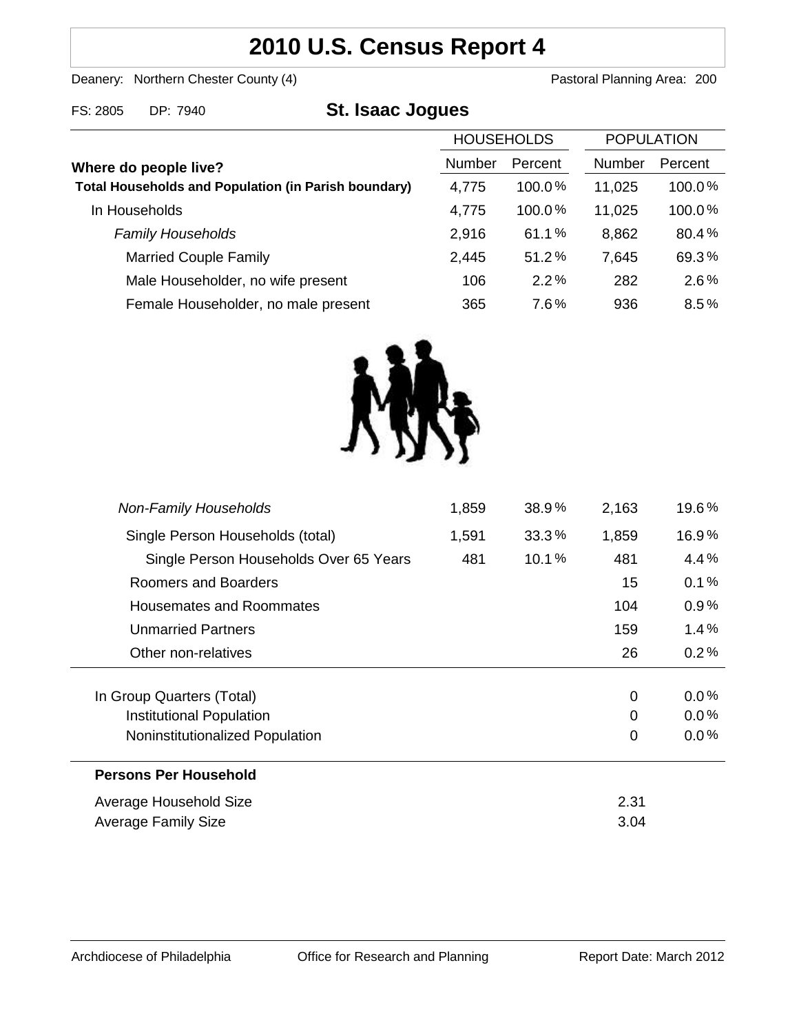# 2010 U.S. Census Report 4

Deanery: Northern Chester County (4) Pastoral Planning Area: 200

FS: 2805 DP: 7940

## St. Isaac Jogues

| | HOUSEHOLDS | | POPULATION | |
|---|---|---|---|---|
| **Where do people live?** | Number | Percent | Number | Percent |
| **Total Households and Population (in Parish boundary)** | 4,775 | 100.0% | 11,025 | 100.0% |
| In Households | 4,775 | 100.0% | 11,025 | 100.0% |
| *Family Households* | 2,916 | 61.1% | 8,862 | 80.4% |
| Married Couple Family | 2,445 | 51.2% | 7,645 | 69.3% |
| Male Householder, no wife present | 106 | 2.2% | 282 | 2.6% |
| Female Householder, no male present | 365 | 7.6% | 936 | 8.5% |
| *Non-Family Households* | 1,859 | 38.9% | 2,163 | 19.6% |
| Single Person Households (total) | 1,591 | 33.3% | 1,859 | 16.9% |
| Single Person Households Over 65 Years | 481 | 10.1% | 481 | 4.4% |
| Roomers and Boarders | | | 15 | 0.1% |
| Housemates and Roommates | | | 104 | 0.9% |
| Unmarried Partners | | | 159 | 1.4% |
| Other non-relatives | | | 26 | 0.2% |
| In Group Quarters (Total) | | | 0 | 0.0% |
| Institutional Population | | | 0 | 0.0% |
| Noninstitutionalized Population | | | 0 | 0.0% |

**Persons Per Household**

| | |
|---|---|
| Average Household Size | 2.31 |
| Average Family Size | 3.04 |

Archdiocese of Philadelphia Office for Research and Planning Report Date: March 2012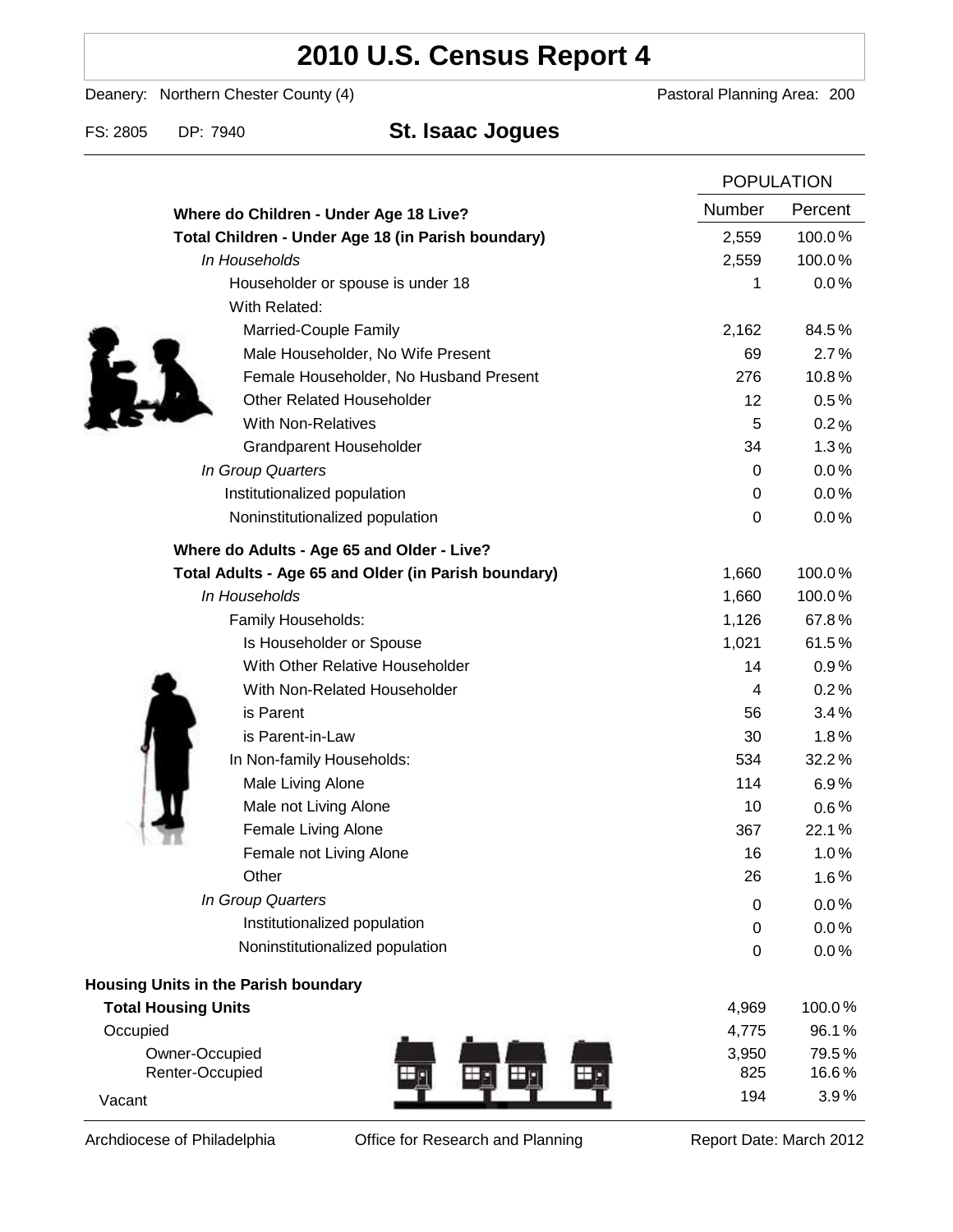# 2010 U.S. Census Report 4

Deanery: Northern Chester County (4) Pastoral Planning Area: 200

FS: 2805 DP: 7940

## St. Isaac Jogues

| | POPULATION | |
|---|---|---|
| **Where do Children - Under Age 18 Live?** | Number | Percent |
| **Total Children - Under Age 18 (in Parish boundary)** | 2,559 | 100.0% |
| *In Households* | 2,559 | 100.0% |
| Householder or spouse is under 18 | 1 | 0.0% |
| With Related: | | |
| Married-Couple Family | 2,162 | 84.5% |
| Male Householder, No Wife Present | 69 | 2.7% |
| Female Householder, No Husband Present | 276 | 10.8% |
| Other Related Householder | 12 | 0.5% |
| With Non-Relatives | 5 | 0.2% |
| Grandparent Householder | 34 | 1.3% |
| *In Group Quarters* | 0 | 0.0% |
| Institutionalized population | 0 | 0.0% |
| Noninstitutionalized population | 0 | 0.0% |
| **Where do Adults - Age 65 and Older - Live?** | | |
| **Total Adults - Age 65 and Older (in Parish boundary)** | 1,660 | 100.0% |
| *In Households* | 1,660 | 100.0% |
| Family Households: | 1,126 | 67.8% |
| Is Householder or Spouse | 1,021 | 61.5% |
| With Other Relative Householder | 14 | 0.9% |
| With Non-Related Householder | 4 | 0.2% |
| is Parent | 56 | 3.4% |
| is Parent-in-Law | 30 | 1.8% |
| In Non-family Households: | 534 | 32.2% |
| Male Living Alone | 114 | 6.9% |
| Male not Living Alone | 10 | 0.6% |
| Female Living Alone | 367 | 22.1% |
| Female not Living Alone | 16 | 1.0% |
| Other | 26 | 1.6% |
| *In Group Quarters* | 0 | 0.0% |
| Institutionalized population | 0 | 0.0% |
| Noninstitutionalized population | 0 | 0.0% |

| **Housing Units in the Parish boundary** | | |
|---|---|---|
| **Total Housing Units** | 4,969 | 100.0% |
| Occupied | 4,775 | 96.1% |
| Owner-Occupied | 3,950 | 79.5% |
| Renter-Occupied | 825 | 16.6% |
| Vacant | 194 | 3.9% |

Archdiocese of Philadelphia Office for Research and Planning Report Date: March 2012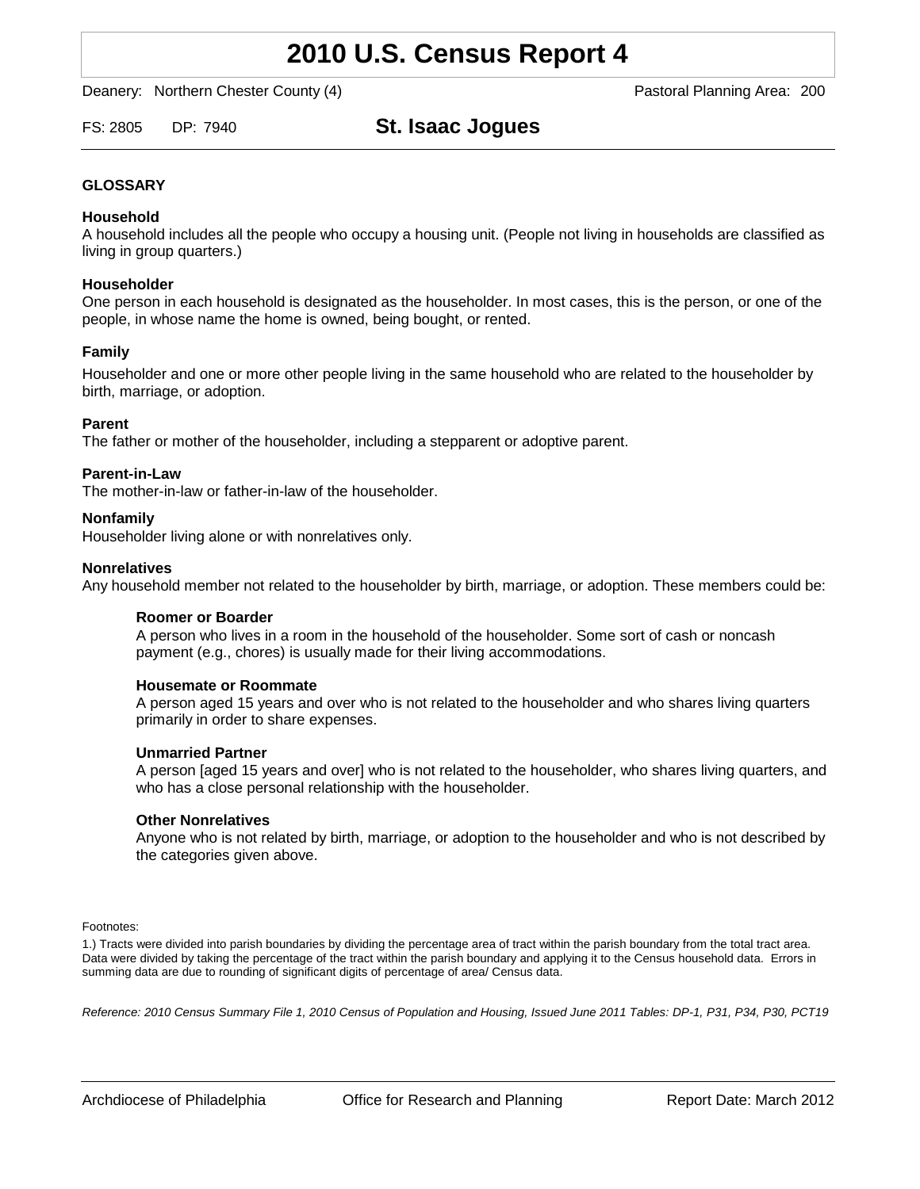# 2010 U.S. Census Report 4

Deanery: Northern Chester County (4) Pastoral Planning Area: 200

FS: 2805 DP: 7940 **St. Isaac Jogues**

## GLOSSARY

**Household**
A household includes all the people who occupy a housing unit. (People not living in households are classified as living in group quarters.)

**Householder**
One person in each household is designated as the householder. In most cases, this is the person, or one of the people, in whose name the home is owned, being bought, or rented.

**Family**
Householder and one or more other people living in the same household who are related to the householder by birth, marriage, or adoption.

**Parent**
The father or mother of the householder, including a stepparent or adoptive parent.

**Parent-in-Law**
The mother-in-law or father-in-law of the householder.

**Nonfamily**
Householder living alone or with nonrelatives only.

**Nonrelatives**
Any household member not related to the householder by birth, marriage, or adoption. These members could be:

> **Roomer or Boarder**
> A person who lives in a room in the household of the householder. Some sort of cash or noncash payment (e.g., chores) is usually made for their living accommodations.
>
> **Housemate or Roommate**
> A person aged 15 years and over who is not related to the householder and who shares living quarters primarily in order to share expenses.
>
> **Unmarried Partner**
> A person [aged 15 years and over] who is not related to the householder, who shares living quarters, and who has a close personal relationship with the householder.
>
> **Other Nonrelatives**
> Anyone who is not related by birth, marriage, or adoption to the householder and who is not described by the categories given above.

Footnotes:

1.) Tracts were divided into parish boundaries by dividing the percentage area of tract within the parish boundary from the total tract area. Data were divided by taking the percentage of the tract within the parish boundary and applying it to the Census household data. Errors in summing data are due to rounding of significant digits of percentage of area/ Census data.

*Reference: 2010 Census Summary File 1, 2010 Census of Population and Housing, Issued June 2011 Tables: DP-1, P31, P34, P30, PCT19*

Archdiocese of Philadelphia Office for Research and Planning Report Date: March 2012